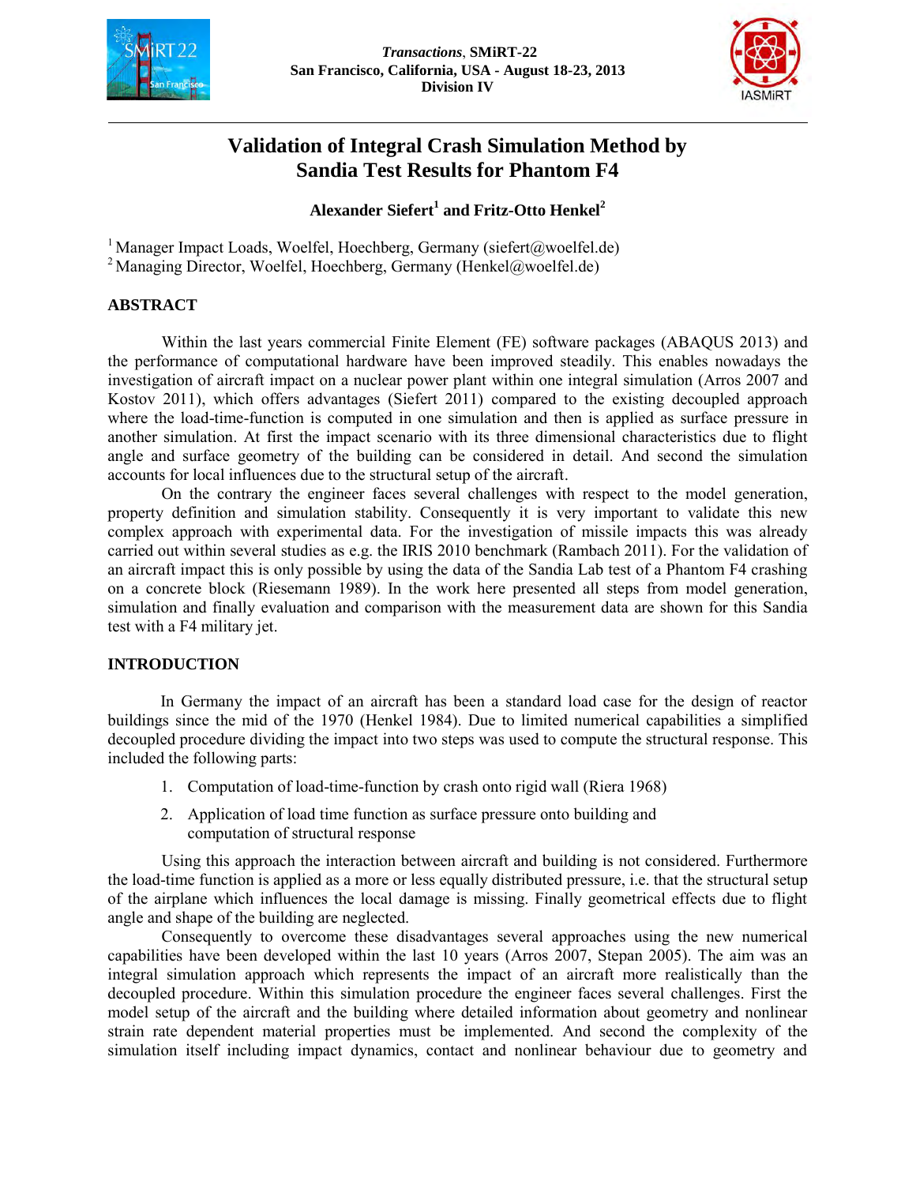# Validation of Integral Crash Simulation Method by Sandia Test Results for Phantom F4

**Alexander Siefert[1] and Fritz-Otto Henkel[2]**

[1] Manager Impact Loads, Woelfel, Hoechberg, Germany (siefert@woelfel.de)
[2] Managing Director, Woelfel, Hoechberg, Germany (Henkel@woelfel.de)

## ABSTRACT

Within the last years commercial Finite Element (FE) software packages (ABAQUS 2013) and the performance of computational hardware have been improved steadily. This enables nowadays the investigation of aircraft impact on a nuclear power plant within one integral simulation (Arros 2007 and Kostov 2011), which offers advantages (Siefert 2011) compared to the existing decoupled approach where the load-time-function is computed in one simulation and then is applied as surface pressure in another simulation. At first the impact scenario with its three dimensional characteristics due to flight angle and surface geometry of the building can be considered in detail. And second the simulation accounts for local influences due to the structural setup of the aircraft.

On the contrary the engineer faces several challenges with respect to the model generation, property definition and simulation stability. Consequently it is very important to validate this new complex approach with experimental data. For the investigation of missile impacts this was already carried out within several studies as e.g. the IRIS 2010 benchmark (Rambach 2011). For the validation of an aircraft impact this is only possible by using the data of the Sandia Lab test of a Phantom F4 crashing on a concrete block (Riesemann 1989). In the work here presented all steps from model generation, simulation and finally evaluation and comparison with the measurement data are shown for this Sandia test with a F4 military jet.

## INTRODUCTION

In Germany the impact of an aircraft has been a standard load case for the design of reactor buildings since the mid of the 1970 (Henkel 1984). Due to limited numerical capabilities a simplified decoupled procedure dividing the impact into two steps was used to compute the structural response. This included the following parts:

1. Computation of load-time-function by crash onto rigid wall (Riera 1968)
2. Application of load time function as surface pressure onto building and computation of structural response

Using this approach the interaction between aircraft and building is not considered. Furthermore the load-time function is applied as a more or less equally distributed pressure, i.e. that the structural setup of the airplane which influences the local damage is missing. Finally geometrical effects due to flight angle and shape of the building are neglected.

Consequently to overcome these disadvantages several approaches using the new numerical capabilities have been developed within the last 10 years (Arros 2007, Stepan 2005). The aim was an integral simulation approach which represents the impact of an aircraft more realistically than the decoupled procedure. Within this simulation procedure the engineer faces several challenges. First the model setup of the aircraft and the building where detailed information about geometry and nonlinear strain rate dependent material properties must be implemented. And second the complexity of the simulation itself including impact dynamics, contact and nonlinear behaviour due to geometry and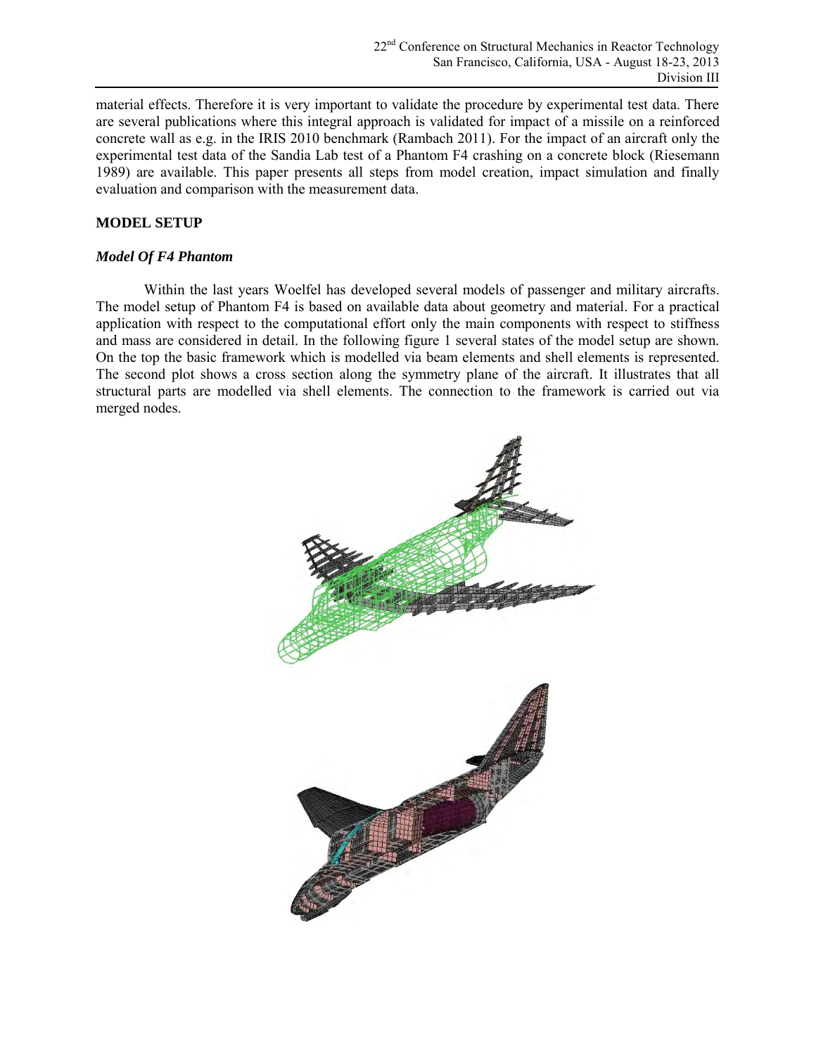material effects. Therefore it is very important to validate the procedure by experimental test data. There are several publications where this integral approach is validated for impact of a missile on a reinforced concrete wall as e.g. in the IRIS 2010 benchmark (Rambach 2011). For the impact of an aircraft only the experimental test data of the Sandia Lab test of a Phantom F4 crashing on a concrete block (Riesemann 1989) are available. This paper presents all steps from model creation, impact simulation and finally evaluation and comparison with the measurement data.

## MODEL SETUP

### *Model Of F4 Phantom*

Within the last years Woelfel has developed several models of passenger and military aircrafts. The model setup of Phantom F4 is based on available data about geometry and material. For a practical application with respect to the computational effort only the main components with respect to stiffness and mass are considered in detail. In the following figure 1 several states of the model setup are shown. On the top the basic framework which is modelled via beam elements and shell elements is represented. The second plot shows a cross section along the symmetry plane of the aircraft. It illustrates that all structural parts are modelled via shell elements. The connection to the framework is carried out via merged nodes.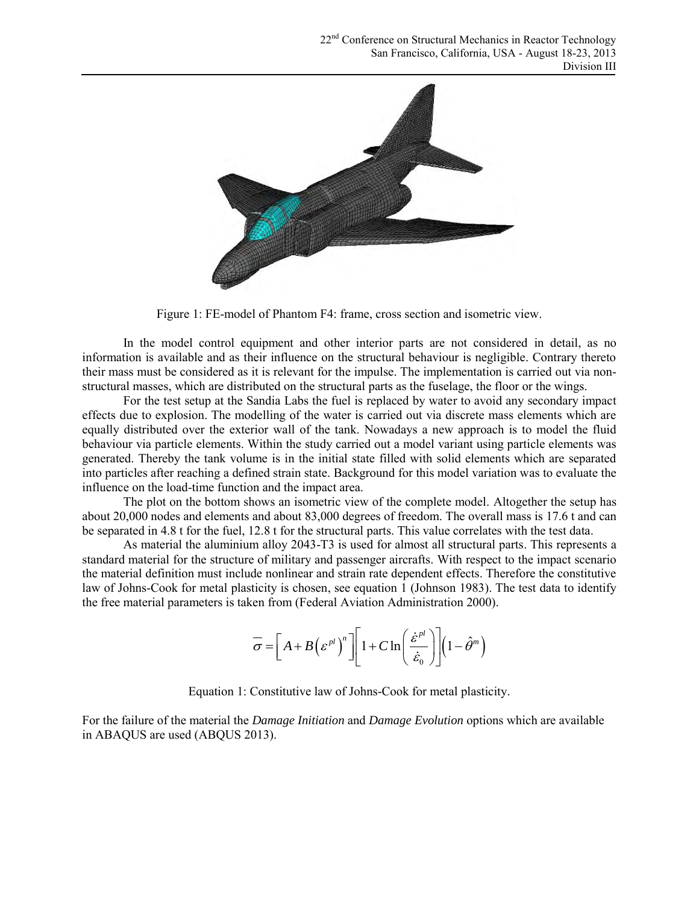Figure 1: FE-model of Phantom F4: frame, cross section and isometric view.

In the model control equipment and other interior parts are not considered in detail, as no information is available and as their influence on the structural behaviour is negligible. Contrary thereto their mass must be considered as it is relevant for the impulse. The implementation is carried out via non-structural masses, which are distributed on the structural parts as the fuselage, the floor or the wings.

For the test setup at the Sandia Labs the fuel is replaced by water to avoid any secondary impact effects due to explosion. The modelling of the water is carried out via discrete mass elements which are equally distributed over the exterior wall of the tank. Nowadays a new approach is to model the fluid behaviour via particle elements. Within the study carried out a model variant using particle elements was generated. Thereby the tank volume is in the initial state filled with solid elements which are separated into particles after reaching a defined strain state. Background for this model variation was to evaluate the influence on the load-time function and the impact area.

The plot on the bottom shows an isometric view of the complete model. Altogether the setup has about 20,000 nodes and elements and about 83,000 degrees of freedom. The overall mass is 17.6 t and can be separated in 4.8 t for the fuel, 12.8 t for the structural parts. This value correlates with the test data.

As material the aluminium alloy 2043-T3 is used for almost all structural parts. This represents a standard material for the structure of military and passenger aircrafts. With respect to the impact scenario the material definition must include nonlinear and strain rate dependent effects. Therefore the constitutive law of Johns-Cook for metal plasticity is chosen, see equation 1 (Johnson 1983). The test data to identify the free material parameters is taken from (Federal Aviation Administration 2000).

$$\overline{\sigma} = \left[ A + B\left(\varepsilon^{pl}\right)^{n} \right] \left[ 1 + C \ln\left( \frac{\dot{\varepsilon}^{pl}}{\dot{\varepsilon}_0} \right) \right] \left( 1 - \hat{\theta}^{m} \right)$$

Equation 1: Constitutive law of Johns-Cook for metal plasticity.

For the failure of the material the *Damage Initiation* and *Damage Evolution* options which are available in ABAQUS are used (ABQUS 2013).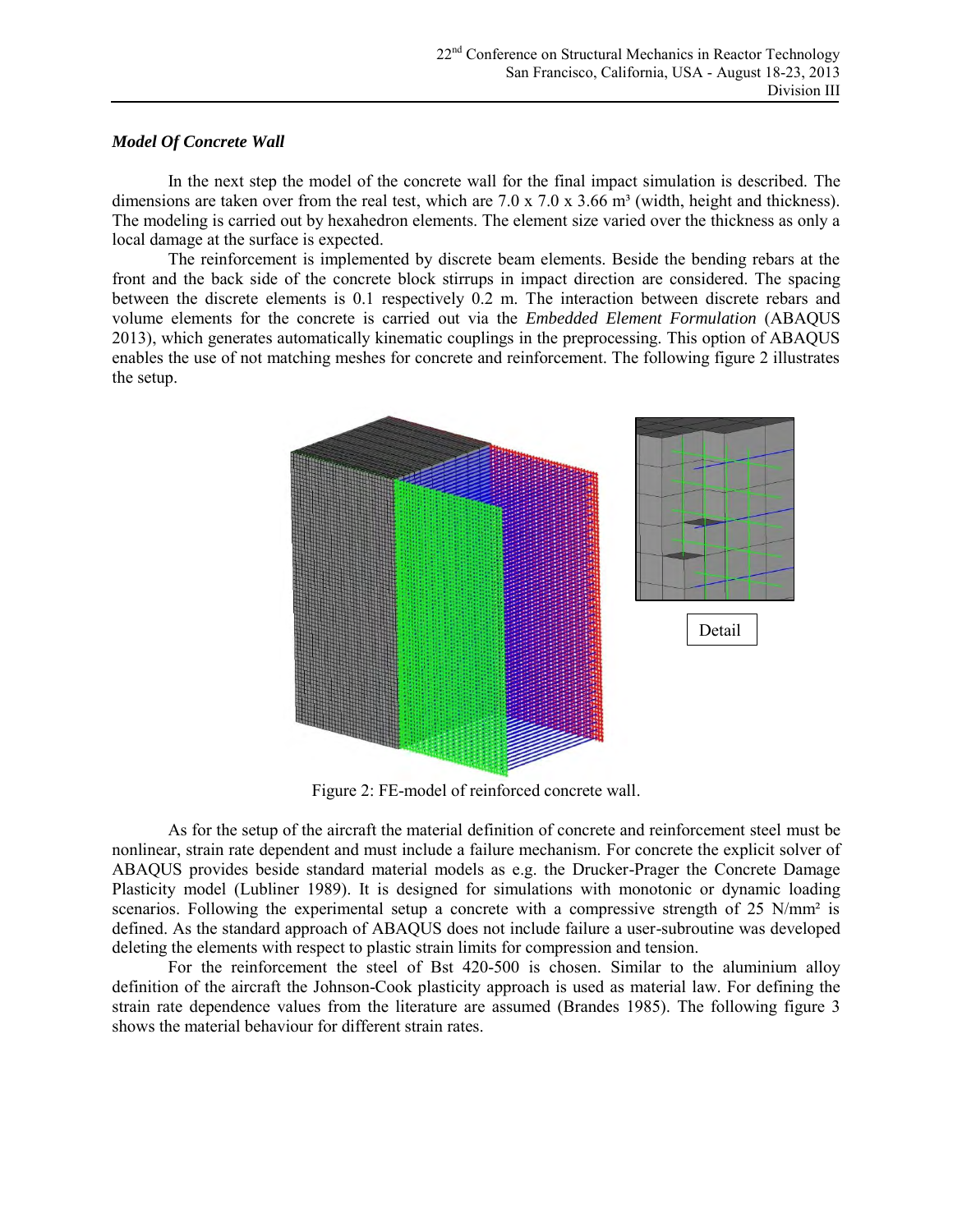### *Model Of Concrete Wall*

In the next step the model of the concrete wall for the final impact simulation is described. The dimensions are taken over from the real test, which are 7.0 x 7.0 x 3.66 m³ (width, height and thickness). The modeling is carried out by hexahedron elements. The element size varied over the thickness as only a local damage at the surface is expected.

The reinforcement is implemented by discrete beam elements. Beside the bending rebars at the front and the back side of the concrete block stirrups in impact direction are considered. The spacing between the discrete elements is 0.1 respectively 0.2 m. The interaction between discrete rebars and volume elements for the concrete is carried out via the *Embedded Element Formulation* (ABAQUS 2013), which generates automatically kinematic couplings in the preprocessing. This option of ABAQUS enables the use of not matching meshes for concrete and reinforcement. The following figure 2 illustrates the setup.

Detail

Figure 2: FE-model of reinforced concrete wall.

As for the setup of the aircraft the material definition of concrete and reinforcement steel must be nonlinear, strain rate dependent and must include a failure mechanism. For concrete the explicit solver of ABAQUS provides beside standard material models as e.g. the Drucker-Prager the Concrete Damage Plasticity model (Lubliner 1989). It is designed for simulations with monotonic or dynamic loading scenarios. Following the experimental setup a concrete with a compressive strength of 25 N/mm² is defined. As the standard approach of ABAQUS does not include failure a user-subroutine was developed deleting the elements with respect to plastic strain limits for compression and tension.

For the reinforcement the steel of Bst 420-500 is chosen. Similar to the aluminium alloy definition of the aircraft the Johnson-Cook plasticity approach is used as material law. For defining the strain rate dependence values from the literature are assumed (Brandes 1985). The following figure 3 shows the material behaviour for different strain rates.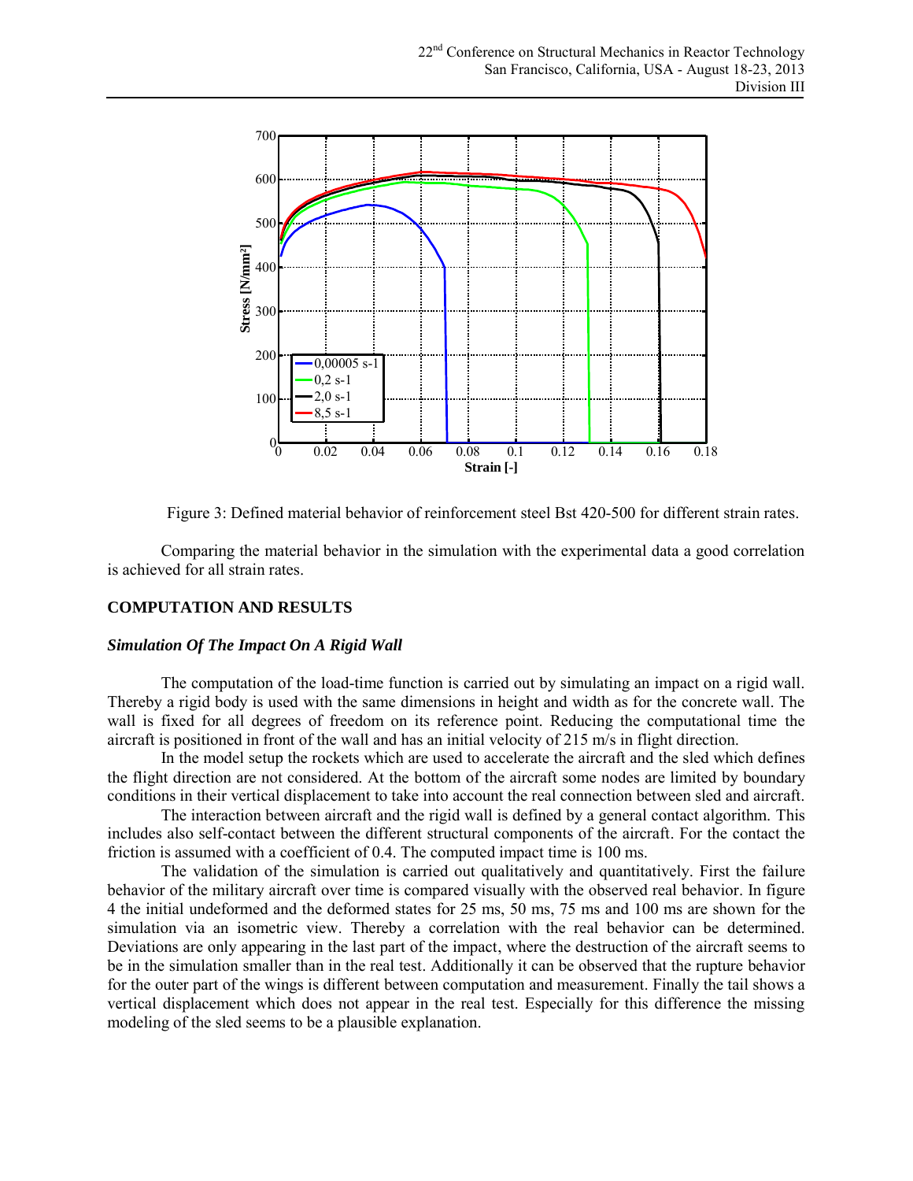Figure 3: Defined material behavior of reinforcement steel Bst 420-500 for different strain rates.

Comparing the material behavior in the simulation with the experimental data a good correlation is achieved for all strain rates.

## COMPUTATION AND RESULTS

### *Simulation Of The Impact On A Rigid Wall*

The computation of the load-time function is carried out by simulating an impact on a rigid wall. Thereby a rigid body is used with the same dimensions in height and width as for the concrete wall. The wall is fixed for all degrees of freedom on its reference point. Reducing the computational time the aircraft is positioned in front of the wall and has an initial velocity of 215 m/s in flight direction.

In the model setup the rockets which are used to accelerate the aircraft and the sled which defines the flight direction are not considered. At the bottom of the aircraft some nodes are limited by boundary conditions in their vertical displacement to take into account the real connection between sled and aircraft.

The interaction between aircraft and the rigid wall is defined by a general contact algorithm. This includes also self-contact between the different structural components of the aircraft. For the contact the friction is assumed with a coefficient of 0.4. The computed impact time is 100 ms.

The validation of the simulation is carried out qualitatively and quantitatively. First the failure behavior of the military aircraft over time is compared visually with the observed real behavior. In figure 4 the initial undeformed and the deformed states for 25 ms, 50 ms, 75 ms and 100 ms are shown for the simulation via an isometric view. Thereby a correlation with the real behavior can be determined. Deviations are only appearing in the last part of the impact, where the destruction of the aircraft seems to be in the simulation smaller than in the real test. Additionally it can be observed that the rupture behavior for the outer part of the wings is different between computation and measurement. Finally the tail shows a vertical displacement which does not appear in the real test. Especially for this difference the missing modeling of the sled seems to be a plausible explanation.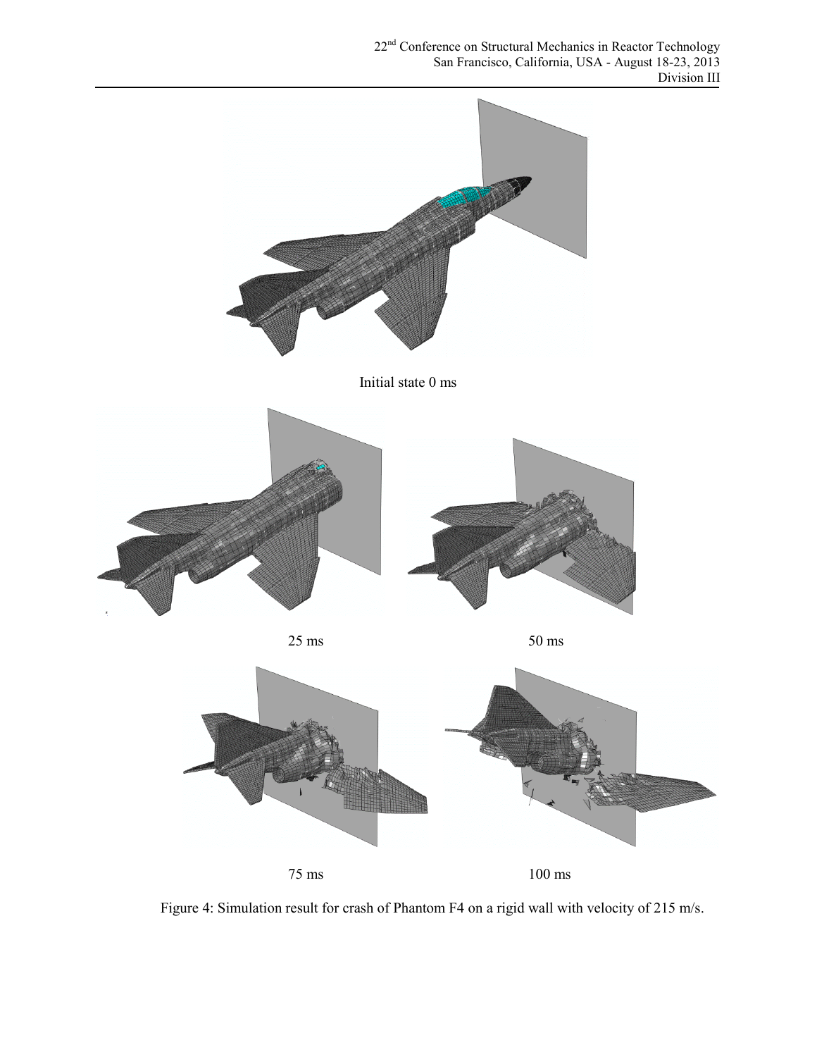Initial state 0 ms

25 ms

50 ms

75 ms

100 ms

Figure 4: Simulation result for crash of Phantom F4 on a rigid wall with velocity of 215 m/s.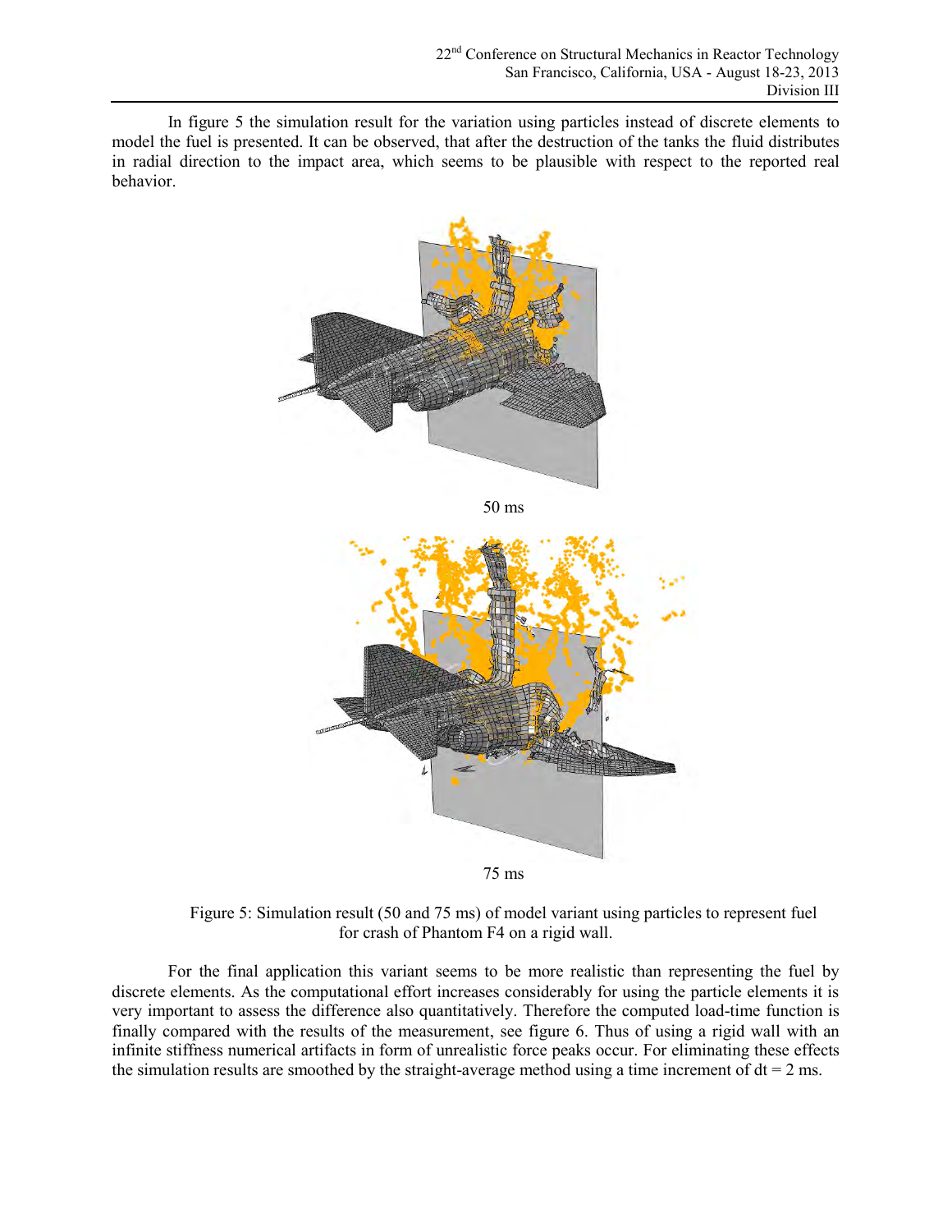In figure 5 the simulation result for the variation using particles instead of discrete elements to model the fuel is presented. It can be observed, that after the destruction of the tanks the fluid distributes in radial direction to the impact area, which seems to be plausible with respect to the reported real behavior.

50 ms

75 ms

Figure 5: Simulation result (50 and 75 ms) of model variant using particles to represent fuel for crash of Phantom F4 on a rigid wall.

For the final application this variant seems to be more realistic than representing the fuel by discrete elements. As the computational effort increases considerably for using the particle elements it is very important to assess the difference also quantitatively. Therefore the computed load-time function is finally compared with the results of the measurement, see figure 6. Thus of using a rigid wall with an infinite stiffness numerical artifacts in form of unrealistic force peaks occur. For eliminating these effects the simulation results are smoothed by the straight-average method using a time increment of dt = 2 ms.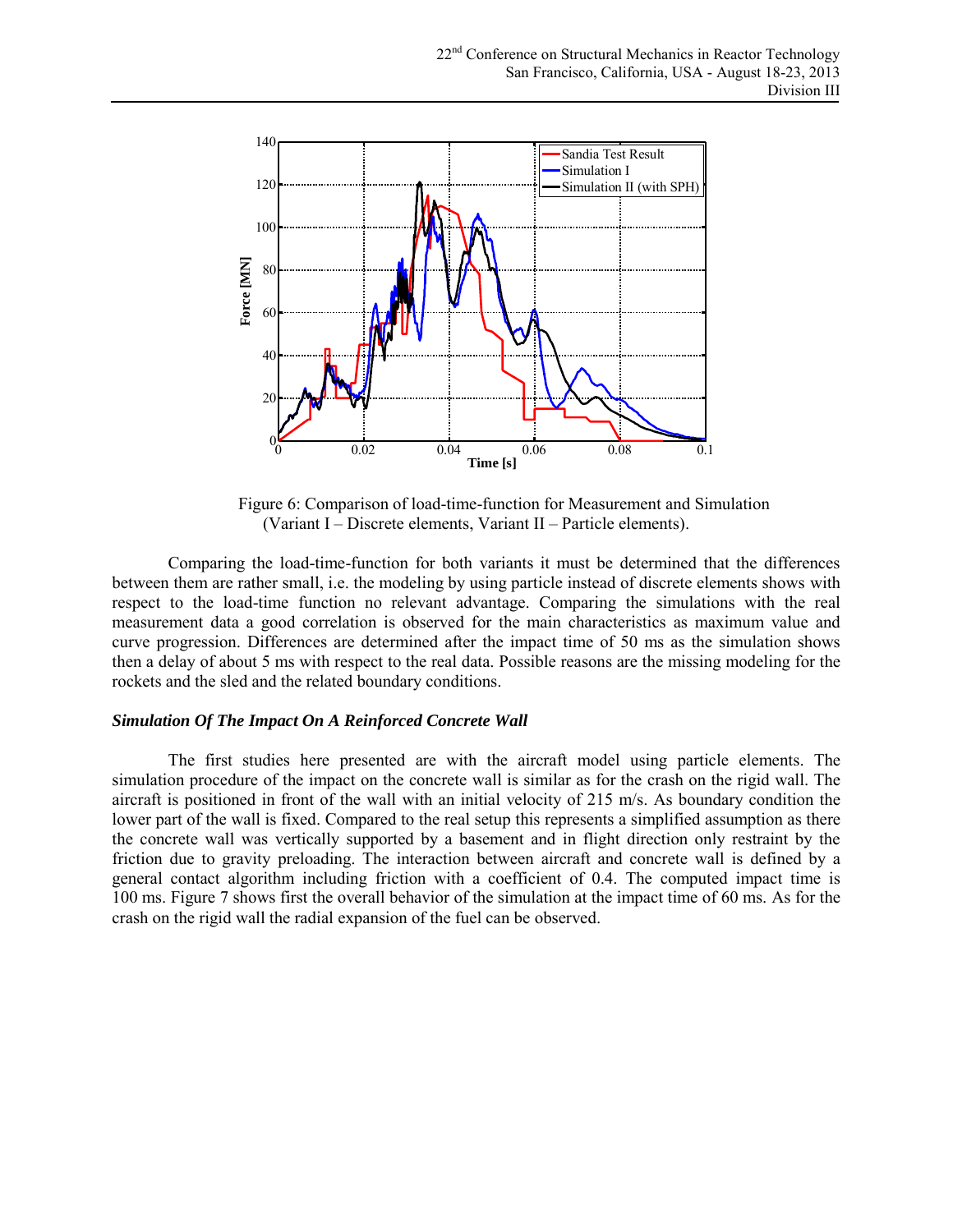Figure 6: Comparison of load-time-function for Measurement and Simulation (Variant I – Discrete elements, Variant II – Particle elements).

Comparing the load-time-function for both variants it must be determined that the differences between them are rather small, i.e. the modeling by using particle instead of discrete elements shows with respect to the load-time function no relevant advantage. Comparing the simulations with the real measurement data a good correlation is observed for the main characteristics as maximum value and curve progression. Differences are determined after the impact time of 50 ms as the simulation shows then a delay of about 5 ms with respect to the real data. Possible reasons are the missing modeling for the rockets and the sled and the related boundary conditions.

### *Simulation Of The Impact On A Reinforced Concrete Wall*

The first studies here presented are with the aircraft model using particle elements. The simulation procedure of the impact on the concrete wall is similar as for the crash on the rigid wall. The aircraft is positioned in front of the wall with an initial velocity of 215 m/s. As boundary condition the lower part of the wall is fixed. Compared to the real setup this represents a simplified assumption as there the concrete wall was vertically supported by a basement and in flight direction only restraint by the friction due to gravity preloading. The interaction between aircraft and concrete wall is defined by a general contact algorithm including friction with a coefficient of 0.4. The computed impact time is 100 ms. Figure 7 shows first the overall behavior of the simulation at the impact time of 60 ms. As for the crash on the rigid wall the radial expansion of the fuel can be observed.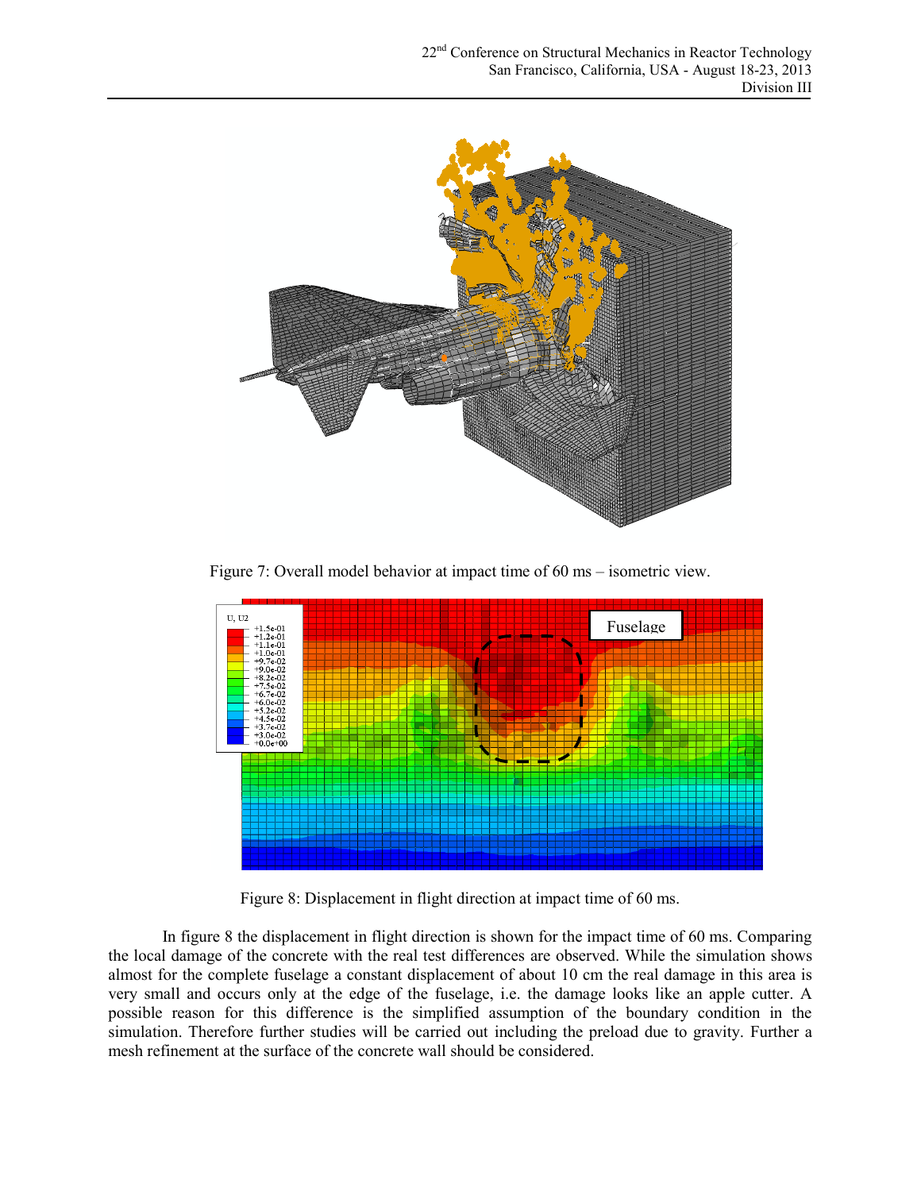Figure 7: Overall model behavior at impact time of 60 ms – isometric view.

Figure 8: Displacement in flight direction at impact time of 60 ms.

In figure 8 the displacement in flight direction is shown for the impact time of 60 ms. Comparing the local damage of the concrete with the real test differences are observed. While the simulation shows almost for the complete fuselage a constant displacement of about 10 cm the real damage in this area is very small and occurs only at the edge of the fuselage, i.e. the damage looks like an apple cutter. A possible reason for this difference is the simplified assumption of the boundary condition in the simulation. Therefore further studies will be carried out including the preload due to gravity. Further a mesh refinement at the surface of the concrete wall should be considered.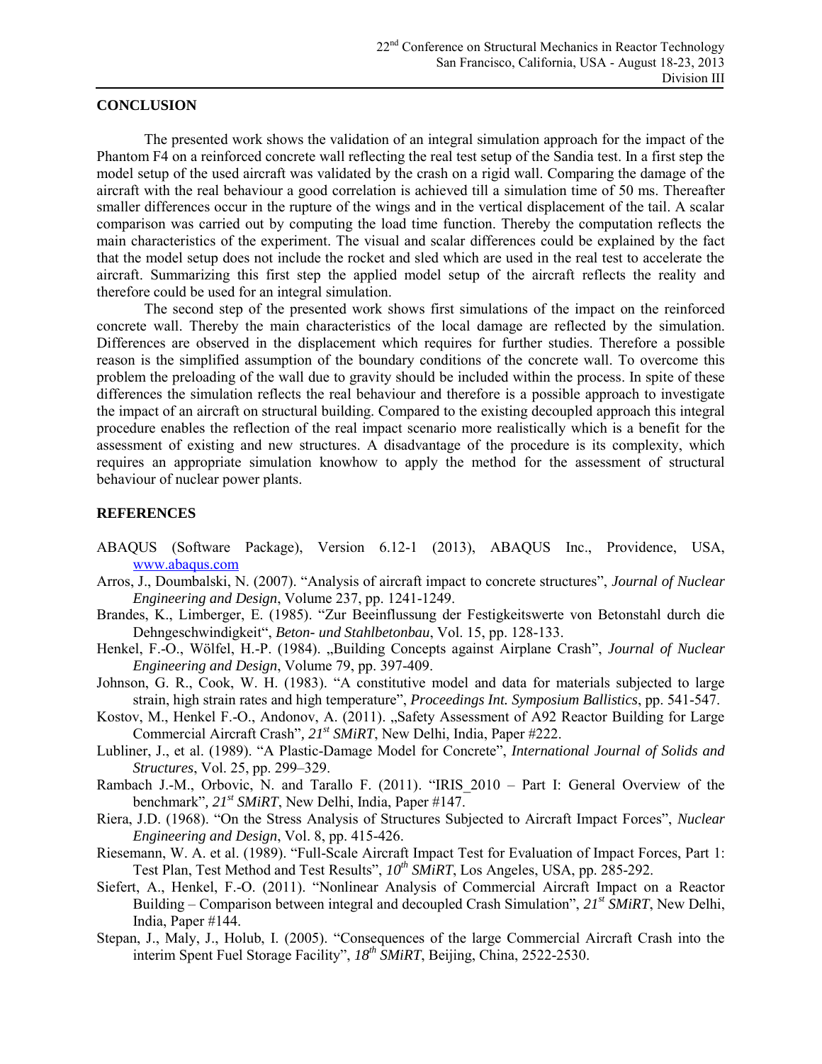## CONCLUSION

The presented work shows the validation of an integral simulation approach for the impact of the Phantom F4 on a reinforced concrete wall reflecting the real test setup of the Sandia test. In a first step the model setup of the used aircraft was validated by the crash on a rigid wall. Comparing the damage of the aircraft with the real behaviour a good correlation is achieved till a simulation time of 50 ms. Thereafter smaller differences occur in the rupture of the wings and in the vertical displacement of the tail. A scalar comparison was carried out by computing the load time function. Thereby the computation reflects the main characteristics of the experiment. The visual and scalar differences could be explained by the fact that the model setup does not include the rocket and sled which are used in the real test to accelerate the aircraft. Summarizing this first step the applied model setup of the aircraft reflects the reality and therefore could be used for an integral simulation.

The second step of the presented work shows first simulations of the impact on the reinforced concrete wall. Thereby the main characteristics of the local damage are reflected by the simulation. Differences are observed in the displacement which requires for further studies. Therefore a possible reason is the simplified assumption of the boundary conditions of the concrete wall. To overcome this problem the preloading of the wall due to gravity should be included within the process. In spite of these differences the simulation reflects the real behaviour and therefore is a possible approach to investigate the impact of an aircraft on structural building. Compared to the existing decoupled approach this integral procedure enables the reflection of the real impact scenario more realistically which is a benefit for the assessment of existing and new structures. A disadvantage of the procedure is its complexity, which requires an appropriate simulation knowhow to apply the method for the assessment of structural behaviour of nuclear power plants.

## REFERENCES

ABAQUS (Software Package), Version 6.12-1 (2013), ABAQUS Inc., Providence, USA, www.abaqus.com

Arros, J., Doumbalski, N. (2007). "Analysis of aircraft impact to concrete structures", *Journal of Nuclear Engineering and Design*, Volume 237, pp. 1241-1249.

Brandes, K., Limberger, E. (1985). "Zur Beeinflussung der Festigkeitswerte von Betonstahl durch die Dehngeschwindigkeit", *Beton- und Stahlbetonbau*, Vol. 15, pp. 128-133.

Henkel, F.-O., Wölfel, H.-P. (1984). „Building Concepts against Airplane Crash", *Journal of Nuclear Engineering and Design*, Volume 79, pp. 397-409.

Johnson, G. R., Cook, W. H. (1983). "A constitutive model and data for materials subjected to large strain, high strain rates and high temperature", *Proceedings Int. Symposium Ballistics*, pp. 541-547.

Kostov, M., Henkel F.-O., Andonov, A. (2011). „Safety Assessment of A92 Reactor Building for Large Commercial Aircraft Crash", *21st SMiRT*, New Delhi, India, Paper #222.

Lubliner, J., et al. (1989). "A Plastic-Damage Model for Concrete", *International Journal of Solids and Structures*, Vol. 25, pp. 299–329.

Rambach J.-M., Orbovic, N. and Tarallo F. (2011). "IRIS_2010 – Part I: General Overview of the benchmark", *21st SMiRT*, New Delhi, India, Paper #147.

Riera, J.D. (1968). "On the Stress Analysis of Structures Subjected to Aircraft Impact Forces", *Nuclear Engineering and Design*, Vol. 8, pp. 415-426.

Riesemann, W. A. et al. (1989). "Full-Scale Aircraft Impact Test for Evaluation of Impact Forces, Part 1: Test Plan, Test Method and Test Results", *10th SMiRT*, Los Angeles, USA, pp. 285-292.

Siefert, A., Henkel, F.-O. (2011). "Nonlinear Analysis of Commercial Aircraft Impact on a Reactor Building – Comparison between integral and decoupled Crash Simulation", *21st SMiRT*, New Delhi, India, Paper #144.

Stepan, J., Maly, J., Holub, I. (2005). "Consequences of the large Commercial Aircraft Crash into the interim Spent Fuel Storage Facility", *18th SMiRT*, Beijing, China, 2522-2530.